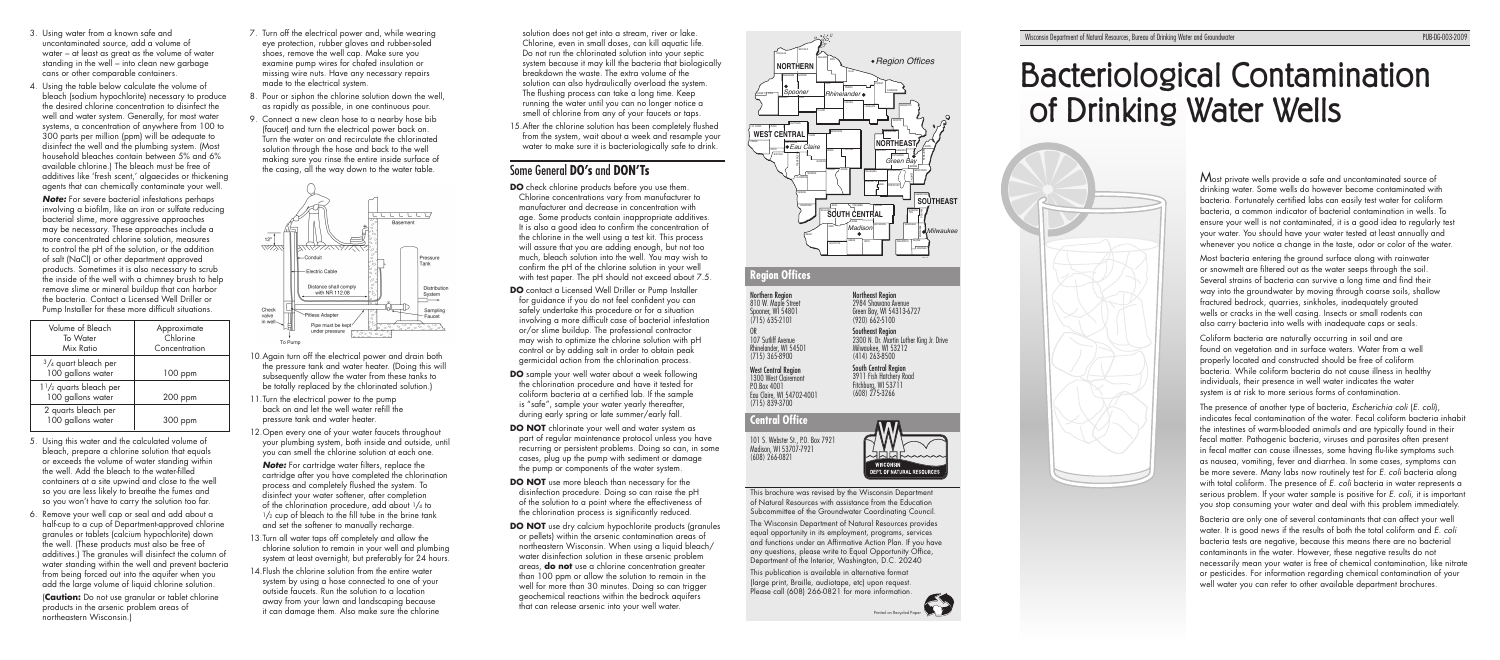# Bacteriological Contamination of Drinking Water Wells

Most private wells provide a safe and uncontaminated source of drinking water. Some wells do however become contaminated with bacteria. Fortunately certified labs can easily test water for coliform bacteria, a common indicator of bacterial contamination in wells. To ensure your well is not contaminated, it is a good idea to regularly test your water. You should have your water tested at least annually and whenever you notice a change in the taste, odor or color of the water.

Most bacteria entering the ground surface along with rainwater or snowmelt are filtered out as the water seeps through the soil. Several strains of bacteria can survive a long time and find their way into the groundwater by moving through coarse soils, shallow fractured bedrock, quarries, sinkholes, inadequately grouted wells or cracks in the well casing. Insects or small rodents can also carry bacteria into wells with inadequate caps or seals.

Coliform bacteria are naturally occurring in soil and are found on vegetation and in surface waters. Water from a well properly located and constructed should be free of coliform bacteria. While coliform bacteria do not cause illness in healthy individuals, their presence in well water indicates the water system is at risk to more serious forms of contamination.

The presence of another type of bacteria, *Escherichia coli* (*E. coli*), indicates fecal contamination of the water. Fecal coliform bacteria inhabit the intestines of warm-blooded animals and are typically found in their fecal matter. Pathogenic bacteria, viruses and parasites often present in fecal matter can cause illnesses, some having flu-like symptoms such as nausea, vomiting, fever and diarrhea. In some cases, symptoms can be more severe. Many labs now routinely test for *E. coli* bacteria along with total coliform. The presence of *E. coli* bacteria in water represents a serious problem. If your water sample is positive for *E. coli*, it is important you stop consuming your water and deal with this problem immediately.

Bacteria are only one of several contaminants that can affect your well water. It is good news if the results of both the total coliform and *E. coli* bacteria tests are negative, because this means there are no bacterial contaminants in the water. However, these negative results do not necessarily mean your water is free of chemical contamination, like nitrate or pesticides. For information regarding chemical contamination of your well water you can refer to other available department brochures.

3. Using water from a known safe and uncontaminated source, add a volume of water – at least as great as the volume of water standing in the well – into clean new garbage cans or other comparable containers.
4. Using the table below calculate the volume of bleach (sodium hypochlorite) necessary to produce the desired chlorine concentration to disinfect the well and water system. Generally, for most water systems, a concentration of anywhere from 100 to 300 parts per million (ppm) will be adequate to disinfect the well and the plumbing system. (Most household bleaches contain between 5% and 6% available chlorine.) The bleach must be free of additives like 'fresh scent,' algaecides or thickening agents that can chemically contaminate your well.

   ***Note:*** For severe bacterial infestations perhaps involving a biofilm, like an iron or sulfate reducing bacterial slime, more aggressive approaches may be necessary. These approaches include a more concentrated chlorine solution, measures to control the pH of the solution, or the addition of salt (NaCl) or other department approved products. Sometimes it is also necessary to scrub the inside of the well with a chimney brush to help remove slime or mineral buildup that can harbor the bacteria. Contact a Licensed Well Driller or Pump Installer for these more difficult situations.

| Volume of Bleach To Water Mix Ratio | Approximate Chlorine Concentration |
|---|---|
| 3/4 quart bleach per 100 gallons water | 100 ppm |
| 1 1/2 quarts bleach per 100 gallons water | 200 ppm |
| 2 quarts bleach per 100 gallons water | 300 ppm |

5. Using this water and the calculated volume of bleach, prepare a chlorine solution that equals or exceeds the volume of water standing within the well. Add the bleach to the water-filled containers at a site upwind and close to the well so you are less likely to breathe the fumes and so you won't have to carry the solution too far.
6. Remove your well cap or seal and add about a half-cup to a cup of Department-approved chlorine granules or tablets (calcium hypochlorite) down the well. (These products must also be free of additives.) The granules will disinfect the column of water standing within the well and prevent bacteria from being forced out into the aquifer when you add the large volume of liquid chlorine solution.

   (**Caution:** Do not use granular or tablet chlorine products in the arsenic problem areas of northeastern Wisconsin.)
7. Turn off the electrical power and, while wearing eye protection, rubber gloves and rubber-soled shoes, remove the well cap. Make sure you examine pump wires for chafed insulation or missing wire nuts. Have any necessary repairs made to the electrical system.
8. Pour or siphon the chlorine solution down the well, as rapidly as possible, in one continuous pour.
9. Connect a new clean hose to a nearby hose bib (faucet) and turn the electrical power back on. Turn the water on and recirculate the chlorinated solution through the hose and back to the well making sure you rinse the entire inside surface of the casing, all the way down to the water table.
10. Again turn off the electrical power and drain both the pressure tank and water heater. (Doing this will subsequently allow the water from these tanks to be totally replaced by the chlorinated solution.)
11. Turn the electrical power to the pump back on and let the well water refill the pressure tank and water heater.
12. Open every one of your water faucets throughout your plumbing system, both inside and outside, until you can smell the chlorine solution at each one.

    ***Note:*** For cartridge water filters, replace the cartridge after you have completed the chlorination process and completely flushed the system. To disinfect your water softener, after completion of the chlorination procedure, add about 1/4 to 1/2 cup of bleach to the fill tube in the brine tank and set the softener to manually recharge.
13. Turn all water taps off completely and allow the chlorine solution to remain in your well and plumbing system at least overnight, but preferably for 24 hours.
14. Flush the chlorine solution from the entire water system by using a hose connected to one of your outside faucets. Run the solution to a location away from your lawn and landscaping because it can damage them. Also make sure the chlorine solution does not get into a stream, river or lake. Chlorine, even in small doses, can kill aquatic life. Do not run the chlorinated solution into your septic system because it may kill the bacteria that biologically breakdown the waste. The extra volume of the solution can also hydraulically overload the system. The flushing process can take a long time. Keep running the water until you can no longer notice a smell of chlorine from any of your faucets or taps.
15. After the chlorine solution has been completely flushed from the system, wait about a week and resample your water to make sure it is bacteriologically safe to drink.

## Some General DO's and DON'Ts

**DO** check chlorine products before you use them. Chlorine concentrations vary from manufacturer to manufacturer and decrease in concentration with age. Some products contain inappropriate additives. It is also a good idea to confirm the concentration of the chlorine in the well using a test kit. This process will assure that you are adding enough, but not too much, bleach solution into the well. You may wish to confirm the pH of the chlorine solution in your well with test paper. The pH should not exceed about 7.5.

**DO** contact a Licensed Well Driller or Pump Installer for guidance if you do not feel confident you can safely undertake this procedure or for a situation involving a more difficult case of bacterial infestation or/or slime buildup. The professional contractor may wish to optimize the chlorine solution with pH control or by adding salt in order to obtain peak germicidal action from the chlorination process.

**DO** sample your well water about a week following the chlorination procedure and have it tested for coliform bacteria at a certified lab. If the sample is "safe", sample your water yearly thereafter, during early spring or late summer/early fall.

**DO NOT** chlorinate your well and water system as part of regular maintenance protocol unless you have recurring or persistent problems. Doing so can, in some cases, plug up the pump with sediment or damage the pump or components of the water system.

**DO NOT** use more bleach than necessary for the disinfection procedure. Doing so can raise the pH of the solution to a point where the effectiveness of the chlorination process is significantly reduced.

**DO NOT** use dry calcium hypochlorite products (granules or pellets) within the arsenic contamination areas of northeastern Wisconsin. When using a liquid bleach/water disinfection solution in these arsenic problem areas, **do not** use a chlorine concentration greater than 100 ppm or allow the solution to remain in the well for more than 30 minutes. Doing so can trigger geochemical reactions within the bedrock aquifers that can release arsenic into your well water.

## Region Offices

**Northern Region**
810 W. Maple Street
Spooner, WI 54801
(715) 635-2101
OR
107 Sutliff Avenue
Rhinelander, WI 54501
(715) 365-8900

**West Central Region**
1300 West Clairemont
P.O.Box 4001
Eau Claire, WI 54702-4001
(715) 839-3700

**Northeast Region**
2984 Shawano Avenue
Green Bay, WI 54313-6727
(920) 662-5100

**Southeast Region**
2300 N. Dr. Martin Luther King Jr. Drive
Milwaukee, WI 53212
(414) 263-8500

**South Central Region**
3911 Fish Hatchery Road
Fitchburg, WI 53711
(608) 275-3266

## Central Office

101 S. Webster St., P.O. Box 7921
Madison, WI 53707-7921
(608) 266-0821

This brochure was revised by the Wisconsin Department of Natural Resources with assistance from the Education Subcommittee of the Groundwater Coordinating Council.

The Wisconsin Department of Natural Resources provides equal opportunity in its employment, programs, services and functions under an Affirmative Action Plan. If you have any questions, please write to Equal Opportunity Office, Department of the Interior, Washington, D.C. 20240

This publication is available in alternative format (large print, Braille, audiotape, etc) upon request. Please call (608) 266-0821 for more information.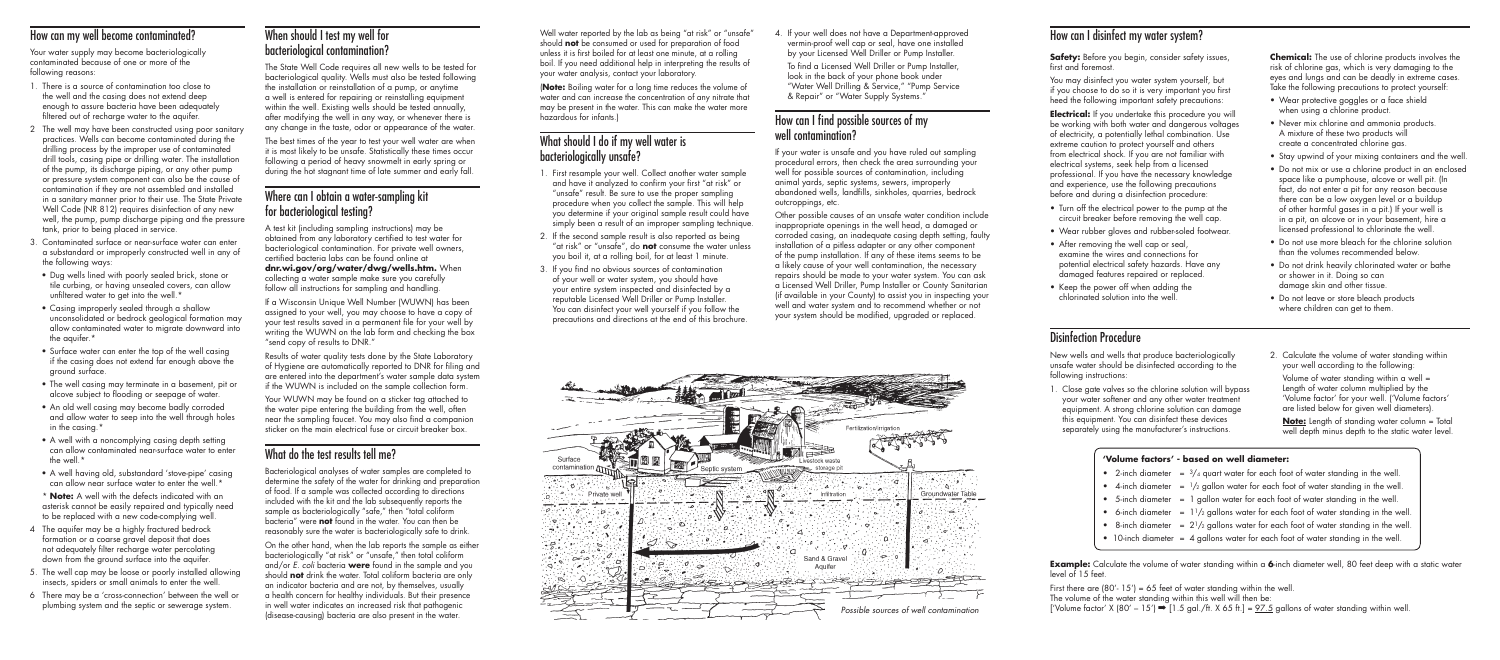## How can my well become contaminated?

Your water supply may become bacteriologically contaminated because of one or more of the following reasons:

1. There is a source of contamination too close to the well and the casing does not extend deep enough to assure bacteria have been adequately filtered out of recharge water to the aquifer.
2. The well may have been constructed using poor sanitary practices. Wells can become contaminated during the drilling process by the improper use of contaminated drill tools, casing pipe or drilling water. The installation of the pump, its discharge piping, or any other pump or pressure system component can also be the cause of contamination if they are not assembled and installed in a sanitary manner prior to their use. The State Private Well Code (NR 812) requires disinfection of any new well, the pump, pump discharge piping and the pressure tank, prior to being placed in service.
3. Contaminated surface or near-surface water can enter a substandard or improperly constructed well in any of the following ways:
   - Dug wells lined with poorly sealed brick, stone or tile curbing, or having unsealed covers, can allow unfiltered water to get into the well.*
   - Casing improperly sealed through a shallow unconsolidated or bedrock geological formation may allow contaminated water to migrate downward into the aquifer.*
   - Surface water can enter the top of the well casing if the casing does not extend far enough above the ground surface.
   - The well casing may terminate in a basement, pit or alcove subject to flooding or seepage of water.
   - An old well casing may become badly corroded and allow water to seep into the well through holes in the casing.*
   - A well with a noncomplying casing depth setting can allow contaminated near-surface water to enter the well.*
   - A well having old, substandard 'stove-pipe' casing can allow near surface water to enter the well.*

   * **Note:** A well with the defects indicated with an asterisk cannot be easily repaired and typically need to be replaced with a new code-complying well.
4. The aquifer may be a highly fractured bedrock formation or a coarse gravel deposit that does not adequately filter recharge water percolating down from the ground surface into the aquifer.
5. The well cap may be loose or poorly installed allowing insects, spiders or small animals to enter the well.
6. There may be a 'cross-connection' between the well or plumbing system and the septic or sewerage system.

## When should I test my well for bacteriological contamination?

The State Well Code requires all new wells to be tested for bacteriological quality. Wells must also be tested following the installation or reinstallation of a pump, or anytime a well is entered for repairing or reinstalling equipment within the well. Existing wells should be tested annually, after modifying the well in any way, or whenever there is any change in the taste, odor or appearance of the water.

The best times of the year to test your well water are when it is most likely to be unsafe. Statistically these times occur following a period of heavy snowmelt in early spring or during the hot stagnant time of late summer and early fall.

## Where can I obtain a water-sampling kit for bacteriological testing?

A test kit (including sampling instructions) may be obtained from any laboratory certified to test water for bacteriological contamination. For private well owners, certified bacteria labs can be found online at **dnr.wi.gov/org/water/dwg/wells.htm.** When collecting a water sample make sure you carefully follow all instructions for sampling and handling.

If a Wisconsin Unique Well Number (WUWN) has been assigned to your well, you may choose to have a copy of your test results saved in a permanent file for your well by writing the WUWN on the lab form and checking the box "send copy of results to DNR."

Results of water quality tests done by the State Laboratory of Hygiene are automatically reported to DNR for filing and are entered into the department's water sample data system if the WUWN is included on the sample collection form.

Your WUWN may be found on a sticker tag attached to the water pipe entering the building from the well, often near the sampling faucet. You may also find a companion sticker on the main electrical fuse or circuit breaker box.

## What do the test results tell me?

Bacteriological analyses of water samples are completed to determine the safety of the water for drinking and preparation of food. If a sample was collected according to directions included with the kit and the lab subsequently reports the sample as bacteriologically "safe," then "total coliform bacteria" were **not** found in the water. You can then be reasonably sure the water is bacteriologically safe to drink.

On the other hand, when the lab reports the sample as either bacteriologically "at risk" or "unsafe," then total coliform and/or *E. coli* bacteria **were** found in the sample and you should **not** drink the water. Total coliform bacteria are only an indicator bacteria and are not, by themselves, usually a health concern for healthy individuals. But their presence in well water indicates an increased risk that pathogenic (disease-causing) bacteria are also present in the water.

Well water reported by the lab as being "at risk" or "unsafe" should **not** be consumed or used for preparation of food unless it is first boiled for at least one minute, at a rolling boil. If you need additional help in interpreting the results of your water analysis, contact your laboratory.

(**Note:** Boiling water for a long time reduces the volume of water and can increase the concentration of any nitrate that may be present in the water. This can make the water more hazardous for infants.)

## What should I do if my well water is bacteriologically unsafe?

1. First resample your well. Collect another water sample and have it analyzed to confirm your first "at risk" or "unsafe" result. Be sure to use the proper sampling procedure when you collect the sample. This will help you determine if your original sample result could have simply been a result of an improper sampling technique.
2. If the second sample result is also reported as being "at risk" or "unsafe", do **not** consume the water unless you boil it, at a rolling boil, for at least 1 minute.
3. If you find no obvious sources of contamination of your well or water system, you should have your entire system inspected and disinfected by a reputable Licensed Well Driller or Pump Installer. You can disinfect your well yourself if you follow the precautions and directions at the end of this brochure.
4. If your well does not have a Department-approved vermin-proof well cap or seal, have one installed by your Licensed Well Driller or Pump Installer. To find a Licensed Well Driller or Pump Installer, look in the back of your phone book under "Water Well Drilling & Service," "Pump Service & Repair" or "Water Supply Systems."

## How can I find possible sources of my well contamination?

If your water is unsafe and you have ruled out sampling procedural errors, then check the area surrounding your well for possible sources of contamination, including animal yards, septic systems, sewers, improperly abandoned wells, landfills, sinkholes, quarries, bedrock outcroppings, etc.

Other possible causes of an unsafe water condition include inappropriate openings in the well head, a damaged or corroded casing, an inadequate casing depth setting, faulty installation of a pitless adapter or any other component of the pump installation. If any of these items seems to be a likely cause of your well contamination, the necessary repairs should be made to your water system. You can ask a Licensed Well Driller, Pump Installer or County Sanitarian (if available in your County) to assist you in inspecting your well and water system and to recommend whether or not your system should be modified, upgraded or replaced.

Surface contamination
Septic system
Private well
Livestock waste storage pit
Fertilization/irrigation
Infiltration
Groundwater Table
Sand & Gravel Aquifer

*Possible sources of well contamination*

## How can I disinfect my water system?

**Safety:** Before you begin, consider safety issues, first and foremost.

You may disinfect you water system yourself, but if you choose to do so it is very important you first heed the following important safety precautions:

**Electrical:** If you undertake this procedure you will be working with both water and dangerous voltages of electricity, a potentially lethal combination. Use extreme caution to protect yourself and others from electrical shock. If you are not familiar with electrical systems, seek help from a licensed professional. If you have the necessary knowledge and experience, use the following precautions before and during a disinfection procedure:

- Turn off the electrical power to the pump at the circuit breaker before removing the well cap.
- Wear rubber gloves and rubber-soled footwear.
- After removing the well cap or seal, examine the wires and connections for potential electrical safety hazards. Have any damaged features repaired or replaced.
- Keep the power off when adding the chlorinated solution into the well.

**Chemical:** The use of chlorine products involves the risk of chlorine gas, which is very damaging to the eyes and lungs and can be deadly in extreme cases. Take the following precautions to protect yourself:

- Wear protective goggles or a face shield when using a chlorine product.
- Never mix chlorine and ammonia products. A mixture of these two products will create a concentrated chlorine gas.
- Stay upwind of your mixing containers and the well.
- Do not mix or use a chlorine product in an enclosed space like a pumphouse, alcove or well pit. (In fact, do not enter a pit for any reason because there can be a low oxygen level or a buildup of other harmful gases in a pit.) If your well is in a pit, an alcove or in your basement, hire a licensed professional to chlorinate the well.
- Do not use more bleach for the chlorine solution than the volumes recommended below.
- Do not drink heavily chlorinated water or bathe or shower in it. Doing so can damage skin and other tissue.
- Do not leave or store bleach products where children can get to them.

## Disinfection Procedure

New wells and wells that produce bacteriologically unsafe water should be disinfected according to the following instructions:

1. Close gate valves so the chlorine solution will bypass your water softener and any other water treatment equipment. A strong chlorine solution can damage this equipment. You can disinfect these devices separately using the manufacturer's instructions.
2. Calculate the volume of water standing within your well according to the following:
   Volume of water standing within a well = Length of water column multiplied by the 'Volume factor' for your well. ('Volume factors' are listed below for given well diameters).
   **Note:** Length of standing water column = Total well depth minus depth to the static water level.

**'Volume factors' - based on well diameter:**

- 2-inch diameter = $^3/_4$ quart water for each foot of water standing in the well.
- 4-inch diameter = $^1/_2$ gallon water for each foot of water standing in the well.
- 5-inch diameter = 1 gallon water for each foot of water standing in the well.
- 6-inch diameter = $1^1/_2$ gallons water for each foot of water standing in the well.
- 8-inch diameter = $2^1/_2$ gallons water for each foot of water standing in the well.
- 10-inch diameter = 4 gallons water for each foot of water standing in the well.

**Example:** Calculate the volume of water standing within a **6**-inch diameter well, 80 feet deep with a static water level of 15 feet.

First there are (80' - 15') = 65 feet of water standing within the well.
The volume of the water standing within this well will then be:
['Volume factor' X (80' – 15') ➡ [1.5 gal./ft. X 65 ft.] = 97.5 gallons of water standing within well.